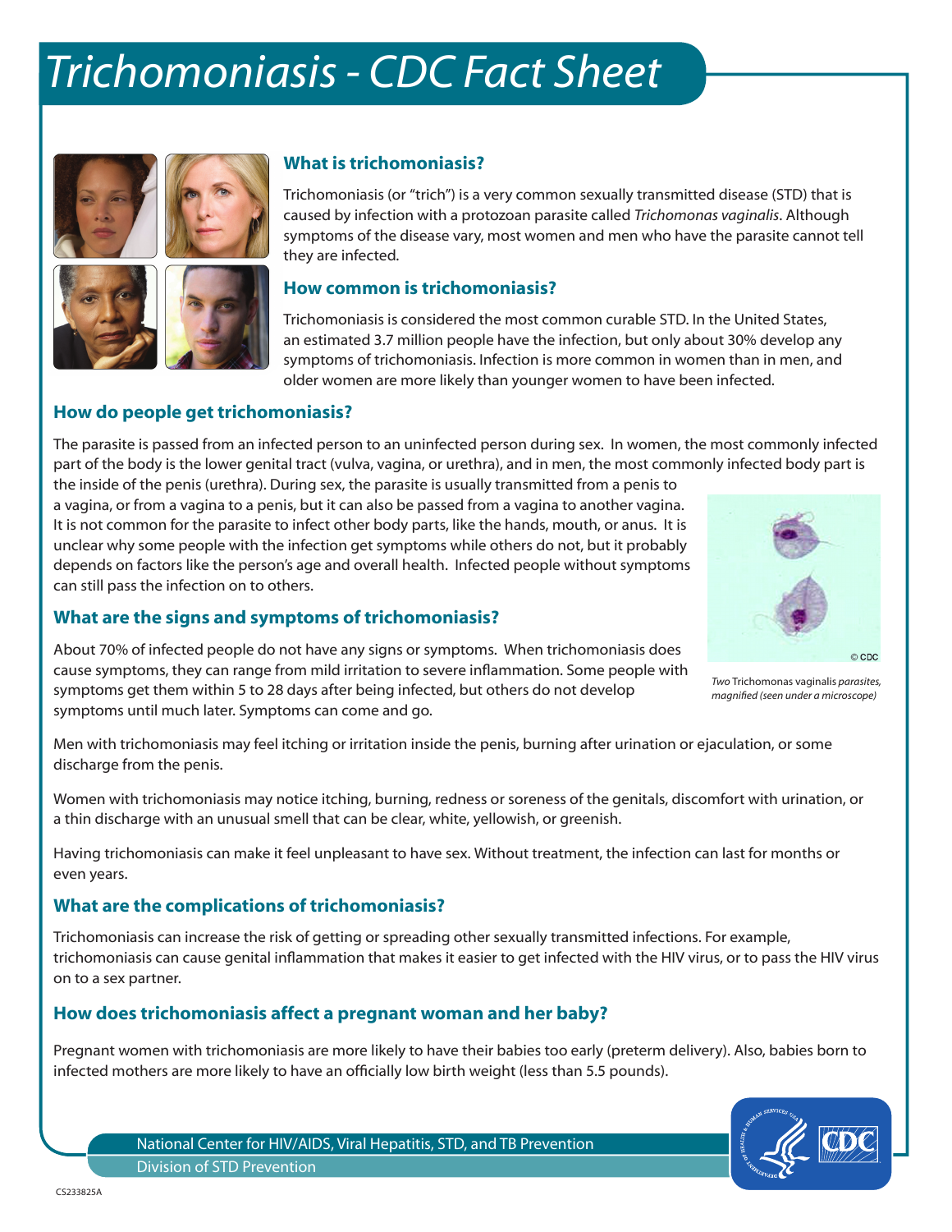# Trichomoniasis - CDC Fact Sheet

## What is trichomoniasis?

Trichomoniasis (or "trich") is a very common sexually transmitted disease (STD) that is caused by infection with a protozoan parasite called *Trichomonas vaginalis*. Although symptoms of the disease vary, most women and men who have the parasite cannot tell they are infected.

## How common is trichomoniasis?

Trichomoniasis is considered the most common curable STD. In the United States, an estimated 3.7 million people have the infection, but only about 30% develop any symptoms of trichomoniasis. Infection is more common in women than in men, and older women are more likely than younger women to have been infected.

## How do people get trichomoniasis?

The parasite is passed from an infected person to an uninfected person during sex. In women, the most commonly infected part of the body is the lower genital tract (vulva, vagina, or urethra), and in men, the most commonly infected body part is the inside of the penis (urethra). During sex, the parasite is usually transmitted from a penis to a vagina, or from a vagina to a penis, but it can also be passed from a vagina to another vagina. It is not common for the parasite to infect other body parts, like the hands, mouth, or anus. It is unclear why some people with the infection get symptoms while others do not, but it probably depends on factors like the person's age and overall health. Infected people without symptoms can still pass the infection on to others.

© CDC

*Two* Trichomonas vaginalis *parasites, magnified (seen under a microscope)*

## What are the signs and symptoms of trichomoniasis?

About 70% of infected people do not have any signs or symptoms. When trichomoniasis does cause symptoms, they can range from mild irritation to severe inflammation. Some people with symptoms get them within 5 to 28 days after being infected, but others do not develop symptoms until much later. Symptoms can come and go.

Men with trichomoniasis may feel itching or irritation inside the penis, burning after urination or ejaculation, or some discharge from the penis.

Women with trichomoniasis may notice itching, burning, redness or soreness of the genitals, discomfort with urination, or a thin discharge with an unusual smell that can be clear, white, yellowish, or greenish.

Having trichomoniasis can make it feel unpleasant to have sex. Without treatment, the infection can last for months or even years.

## What are the complications of trichomoniasis?

Trichomoniasis can increase the risk of getting or spreading other sexually transmitted infections. For example, trichomoniasis can cause genital inflammation that makes it easier to get infected with the HIV virus, or to pass the HIV virus on to a sex partner.

## How does trichomoniasis affect a pregnant woman and her baby?

Pregnant women with trichomoniasis are more likely to have their babies too early (preterm delivery). Also, babies born to infected mothers are more likely to have an officially low birth weight (less than 5.5 pounds).

National Center for HIV/AIDS, Viral Hepatitis, STD, and TB Prevention

Division of STD Prevention

CS233825A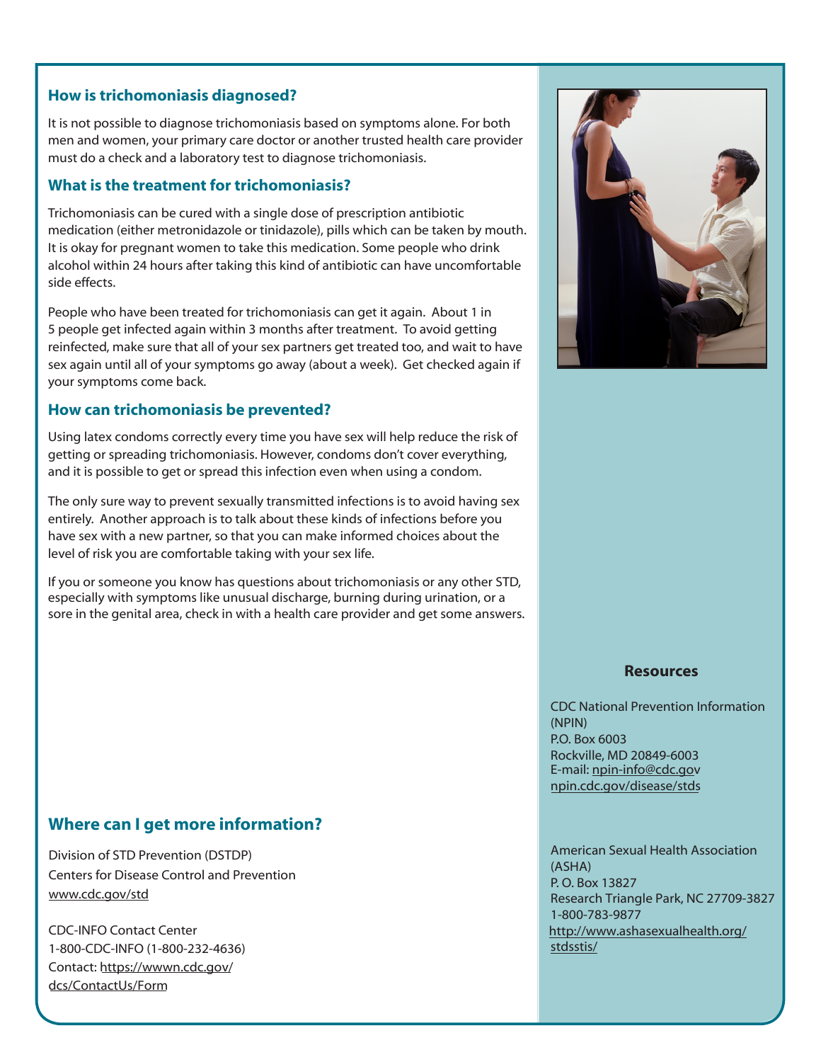## How is trichomoniasis diagnosed?

It is not possible to diagnose trichomoniasis based on symptoms alone. For both men and women, your primary care doctor or another trusted health care provider must do a check and a laboratory test to diagnose trichomoniasis.

## What is the treatment for trichomoniasis?

Trichomoniasis can be cured with a single dose of prescription antibiotic medication (either metronidazole or tinidazole), pills which can be taken by mouth. It is okay for pregnant women to take this medication. Some people who drink alcohol within 24 hours after taking this kind of antibiotic can have uncomfortable side effects.

People who have been treated for trichomoniasis can get it again. About 1 in 5 people get infected again within 3 months after treatment. To avoid getting reinfected, make sure that all of your sex partners get treated too, and wait to have sex again until all of your symptoms go away (about a week). Get checked again if your symptoms come back.

## How can trichomoniasis be prevented?

Using latex condoms correctly every time you have sex will help reduce the risk of getting or spreading trichomoniasis. However, condoms don't cover everything, and it is possible to get or spread this infection even when using a condom.

The only sure way to prevent sexually transmitted infections is to avoid having sex entirely. Another approach is to talk about these kinds of infections before you have sex with a new partner, so that you can make informed choices about the level of risk you are comfortable taking with your sex life.

If you or someone you know has questions about trichomoniasis or any other STD, especially with symptoms like unusual discharge, burning during urination, or a sore in the genital area, check in with a health care provider and get some answers.

## Where can I get more information?

Division of STD Prevention (DSTDP)
Centers for Disease Control and Prevention
www.cdc.gov/std

CDC-INFO Contact Center
1-800-CDC-INFO (1-800-232-4636)
Contact: https://wwwn.cdc.gov/dcs/ContactUs/Form

### Resources

CDC National Prevention Information (NPIN)
P.O. Box 6003
Rockville, MD 20849-6003
E-mail: npin-info@cdc.gov
npin.cdc.gov/disease/stds

American Sexual Health Association (ASHA)
P. O. Box 13827
Research Triangle Park, NC 27709-3827
1-800-783-9877
http://www.ashasexualhealth.org/stdsstis/